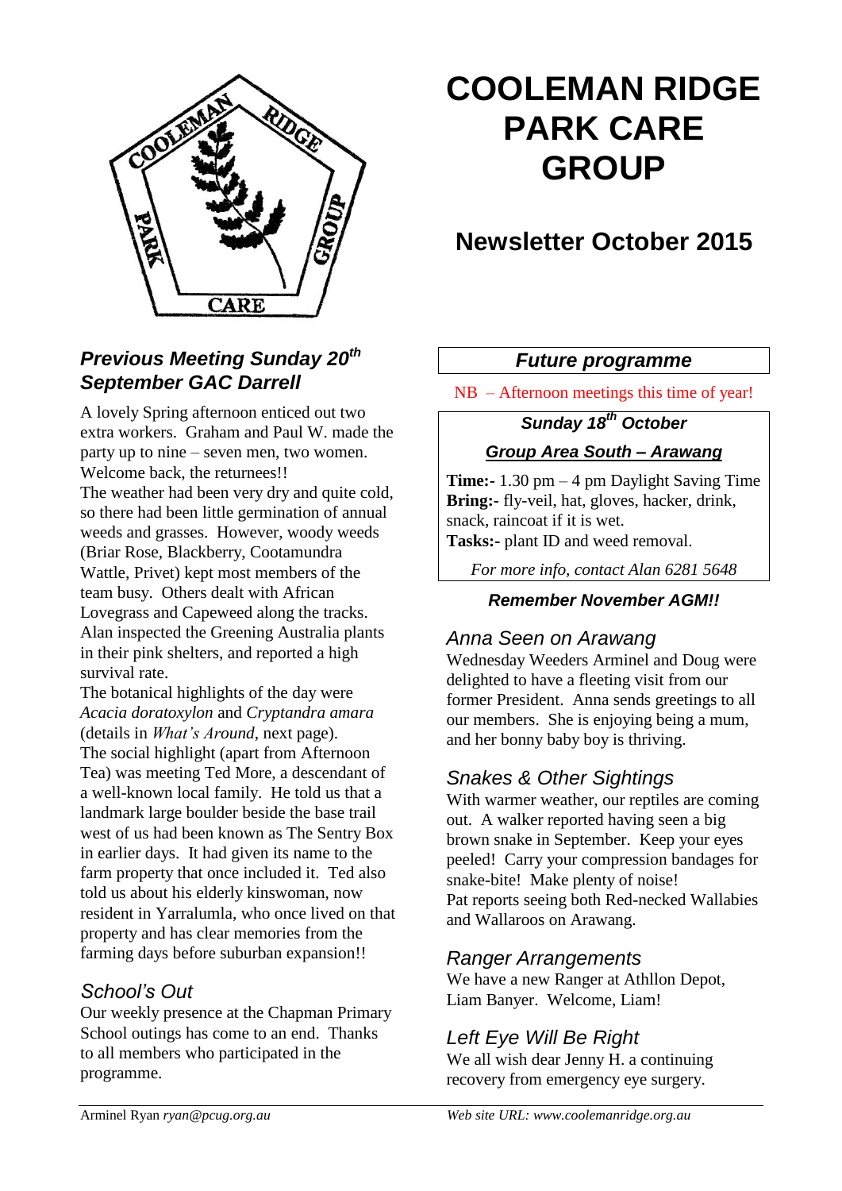# COOLEMAN RIDGE PARK CARE GROUP

## Newsletter October 2015

### *Previous Meeting Sunday 20th September GAC Darrell*

A lovely Spring afternoon enticed out two extra workers. Graham and Paul W. made the party up to nine – seven men, two women. Welcome back, the returnees!!

The weather had been very dry and quite cold, so there had been little germination of annual weeds and grasses. However, woody weeds (Briar Rose, Blackberry, Cootamundra Wattle, Privet) kept most members of the team busy. Others dealt with African Lovegrass and Capeweed along the tracks. Alan inspected the Greening Australia plants in their pink shelters, and reported a high survival rate.

The botanical highlights of the day were *Acacia doratoxylon* and *Cryptandra amara* (details in *What's Around*, next page).

The social highlight (apart from Afternoon Tea) was meeting Ted More, a descendant of a well-known local family. He told us that a landmark large boulder beside the base trail west of us had been known as The Sentry Box in earlier days. It had given its name to the farm property that once included it. Ted also told us about his elderly kinswoman, now resident in Yarralumla, who once lived on that property and has clear memories from the farming days before suburban expansion!!

### *School's Out*

Our weekly presence at the Chapman Primary School outings has come to an end. Thanks to all members who participated in the programme.

### *Future programme*

NB – Afternoon meetings this time of year!

***Sunday 18th October***

***Group Area South – Arawang***

**Time:-** 1.30 pm – 4 pm Daylight Saving Time
**Bring:-** fly-veil, hat, gloves, hacker, drink, snack, raincoat if it is wet.
**Tasks:-** plant ID and weed removal.

*For more info, contact Alan 6281 5648*

***Remember November AGM!!***

### *Anna Seen on Arawang*

Wednesday Weeders Arminel and Doug were delighted to have a fleeting visit from our former President. Anna sends greetings to all our members. She is enjoying being a mum, and her bonny baby boy is thriving.

### *Snakes & Other Sightings*

With warmer weather, our reptiles are coming out. A walker reported having seen a big brown snake in September. Keep your eyes peeled! Carry your compression bandages for snake-bite! Make plenty of noise!

Pat reports seeing both Red-necked Wallabies and Wallaroos on Arawang.

### *Ranger Arrangements*

We have a new Ranger at Athllon Depot, Liam Banyer. Welcome, Liam!

### *Left Eye Will Be Right*

We all wish dear Jenny H. a continuing recovery from emergency eye surgery.

Arminel Ryan *ryan@pcug.org.au*

*Web site URL: www.coolemanridge.org.au*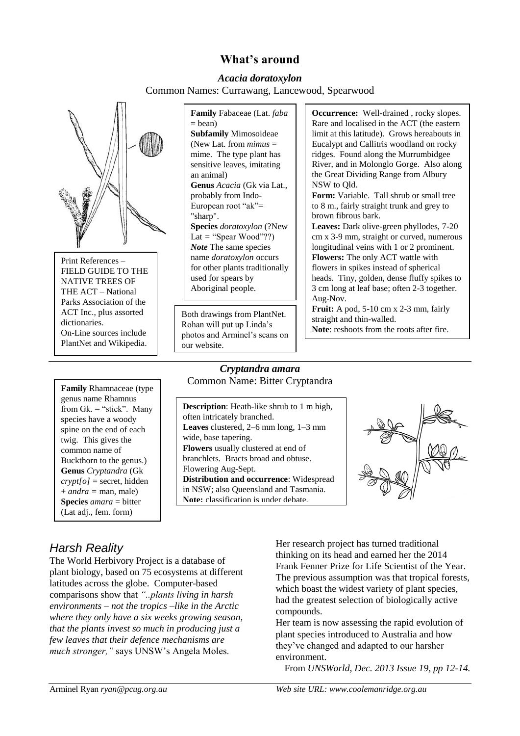# What's around

## *Acacia doratoxylon*

Common Names: Currawang, Lancewood, Spearwood

Print References – FIELD GUIDE TO THE NATIVE TREES OF THE ACT – National Parks Association of the ACT Inc., plus assorted dictionaries.
On-Line sources include PlantNet and Wikipedia.

**Family** Fabaceae (Lat. *faba* = bean)
**Subfamily** Mimosoideae (New Lat. from *mimus* = mime. The type plant has sensitive leaves, imitating an animal)
**Genus** *Acacia* (Gk via Lat., probably from Indo-European root "ak"= "sharp".
**Species** *doratoxylon* (?New Lat = "Spear Wood"??)
***Note*** The same species name *doratoxylon* occurs for other plants traditionally used for spears by Aboriginal people.

Both drawings from PlantNet. Rohan will put up Linda's photos and Arminel's scans on our website.

**Occurrence:** Well-drained , rocky slopes. Rare and localised in the ACT (the eastern limit at this latitude). Grows hereabouts in Eucalypt and Callitris woodland on rocky ridges. Found along the Murrumbidgee River, and in Molonglo Gorge. Also along the Great Dividing Range from Albury NSW to Qld.
**Form:** Variable. Tall shrub or small tree to 8 m., fairly straight trunk and grey to brown fibrous bark.
**Leaves:** Dark olive-green phyllodes, 7-20 cm x 3-9 mm, straight or curved, numerous longitudinal veins with 1 or 2 prominent.
**Flowers:** The only ACT wattle with flowers in spikes instead of spherical heads. Tiny, golden, dense fluffy spikes to 3 cm long at leaf base; often 2-3 together. Aug-Nov.
**Fruit:** A pod, 5-10 cm x 2-3 mm, fairly straight and thin-walled.
**Note**: reshoots from the roots after fire.

## *Cryptandra amara*

Common Name: Bitter Cryptandra

**Family** Rhamnaceae (type genus name Rhamnus from Gk. = "stick". Many species have a woody spine on the end of each twig. This gives the common name of Buckthorn to the genus.)
**Genus** *Cryptandra* (Gk *crypt[o]* = secret, hidden + *andra* = man, male)
**Species** *amara* = bitter (Lat adj., fem. form)

**Description**: Heath-like shrub to 1 m high, often intricately branched.
**Leaves** clustered, 2–6 mm long, 1–3 mm wide, base tapering.
**Flowers** usually clustered at end of branchlets. Bracts broad and obtuse. Flowering Aug-Sept.
**Distribution and occurrence**: Widespread in NSW; also Queensland and Tasmania.
**Note:** classification is under debate.

## *Harsh Reality*

The World Herbivory Project is a database of plant biology, based on 75 ecosystems at different latitudes across the globe. Computer-based comparisons show that *"..plants living in harsh environments – not the tropics –like in the Arctic where they only have a six weeks growing season, that the plants invest so much in producing just a few leaves that their defence mechanisms are much stronger,"* says UNSW's Angela Moles.

Her research project has turned traditional thinking on its head and earned her the 2014 Frank Fenner Prize for Life Scientist of the Year. The previous assumption was that tropical forests, which boast the widest variety of plant species, had the greatest selection of biologically active compounds.

Her team is now assessing the rapid evolution of plant species introduced to Australia and how they've changed and adapted to our harsher environment.

From *UNSWorld, Dec. 2013 Issue 19, pp 12-14.*

Arminel Ryan *ryan@pcug.org.au*

*Web site URL: www.coolemanridge.org.au*